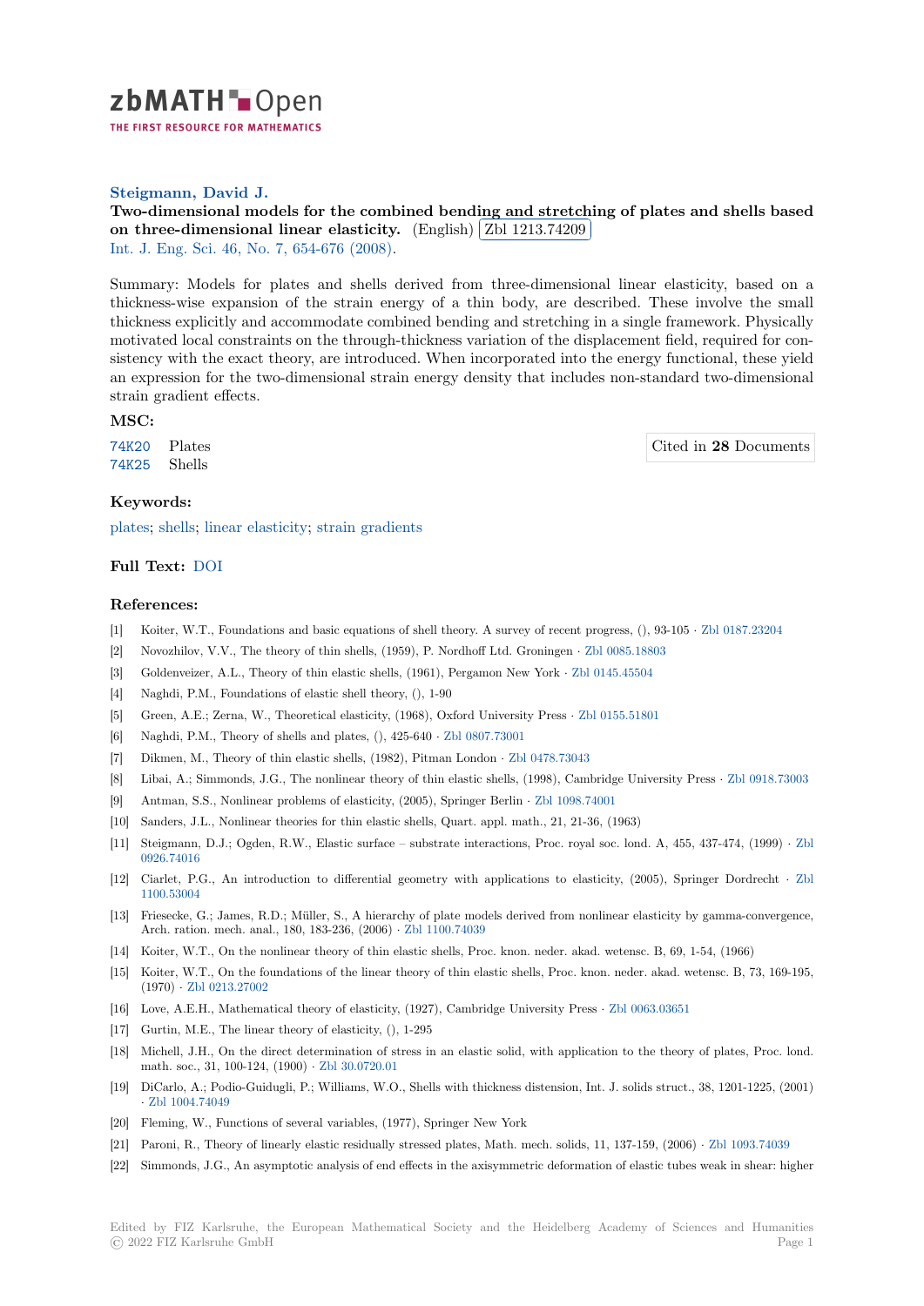**Steigmann, David J.**

**Two-dimensional models for the combined bending and stretching of plates and shells based on three-dimensional linear elasticity.** (English) Zbl 1213.74209

Int. J. Eng. Sci. 46, No. 7, 654-676 (2008).

Summary: Models for plates and shells derived from three-dimensional linear elasticity, based on a thickness-wise expansion of the strain energy of a thin body, are described. These involve the small thickness explicitly and accommodate combined bending and stretching in a single framework. Physically motivated local constraints on the through-thickness variation of the displacement field, required for consistency with the exact theory, are introduced. When incorporated into the energy functional, these yield an expression for the two-dimensional strain energy density that includes non-standard two-dimensional strain gradient effects.

### MSC:

74K20 Plates

74K25 Shells

Cited in **28** Documents

### Keywords:

plates; shells; linear elasticity; strain gradients

### Full Text: DOI

### References:

[1] Koiter, W.T., Foundations and basic equations of shell theory. A survey of recent progress, (), 93-105 · Zbl 0187.23204

[2] Novozhilov, V.V., The theory of thin shells, (1959), P. Nordhoff Ltd. Groningen · Zbl 0085.18803

[3] Goldenveizer, A.L., Theory of thin elastic shells, (1961), Pergamon New York · Zbl 0145.45504

[4] Naghdi, P.M., Foundations of elastic shell theory, (), 1-90

[5] Green, A.E.; Zerna, W., Theoretical elasticity, (1968), Oxford University Press · Zbl 0155.51801

[6] Naghdi, P.M., Theory of shells and plates, (), 425-640 · Zbl 0807.73001

[7] Dikmen, M., Theory of thin elastic shells, (1982), Pitman London · Zbl 0478.73043

[8] Libai, A.; Simmonds, J.G., The nonlinear theory of thin elastic shells, (1998), Cambridge University Press · Zbl 0918.73003

[9] Antman, S.S., Nonlinear problems of elasticity, (2005), Springer Berlin · Zbl 1098.74001

[10] Sanders, J.L., Nonlinear theories for thin elastic shells, Quart. appl. math., 21, 21-36, (1963)

[11] Steigmann, D.J.; Ogden, R.W., Elastic surface – substrate interactions, Proc. royal soc. lond. A, 455, 437-474, (1999) · Zbl 0926.74016

[12] Ciarlet, P.G., An introduction to differential geometry with applications to elasticity, (2005), Springer Dordrecht · Zbl 1100.53004

[13] Friesecke, G.; James, R.D.; Müller, S., A hierarchy of plate models derived from nonlinear elasticity by gamma-convergence, Arch. ration. mech. anal., 180, 183-236, (2006) · Zbl 1100.74039

[14] Koiter, W.T., On the nonlinear theory of thin elastic shells, Proc. knon. neder. akad. wetensc. B, 69, 1-54, (1966)

[15] Koiter, W.T., On the foundations of the linear theory of thin elastic shells, Proc. knon. neder. akad. wetensc. B, 73, 169-195, (1970) · Zbl 0213.27002

[16] Love, A.E.H., Mathematical theory of elasticity, (1927), Cambridge University Press · Zbl 0063.03651

[17] Gurtin, M.E., The linear theory of elasticity, (), 1-295

[18] Michell, J.H., On the direct determination of stress in an elastic solid, with application to the theory of plates, Proc. lond. math. soc., 31, 100-124, (1900) · Zbl 30.0720.01

[19] DiCarlo, A.; Podio-Guidugli, P.; Williams, W.O., Shells with thickness distension, Int. J. solids struct., 38, 1201-1225, (2001) · Zbl 1004.74049

[20] Fleming, W., Functions of several variables, (1977), Springer New York

[21] Paroni, R., Theory of linearly elastic residually stressed plates, Math. mech. solids, 11, 137-159, (2006) · Zbl 1093.74039

[22] Simmonds, J.G., An asymptotic analysis of end effects in the axisymmetric deformation of elastic tubes weak in shear: higher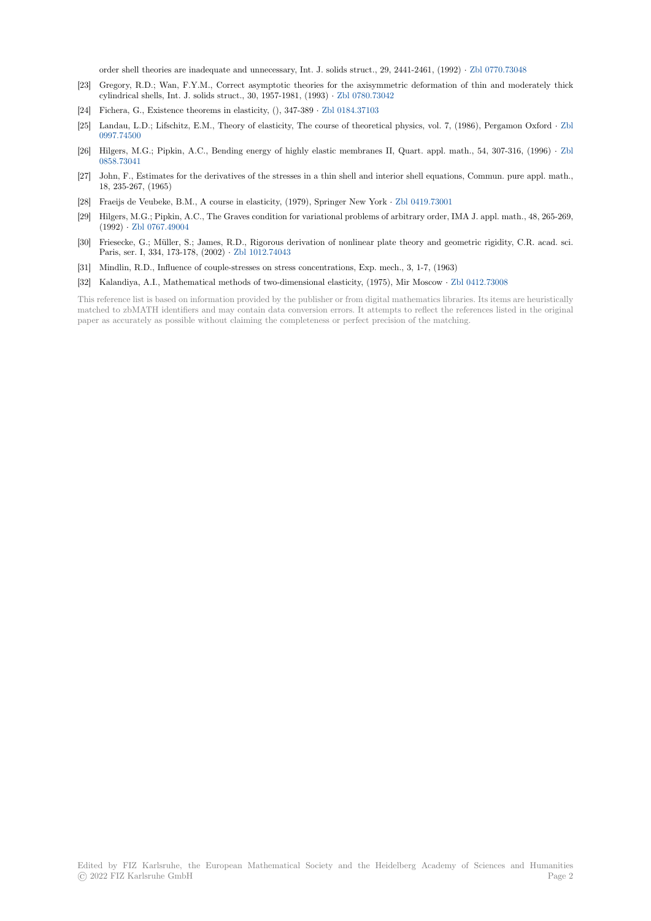order shell theories are inadequate and unnecessary, Int. J. solids struct., 29, 2441-2461, (1992) · Zbl 0770.73048

[23] Gregory, R.D.; Wan, F.Y.M., Correct asymptotic theories for the axisymmetric deformation of thin and moderately thick cylindrical shells, Int. J. solids struct., 30, 1957-1981, (1993) · Zbl 0780.73042

[24] Fichera, G., Existence theorems in elasticity, (), 347-389 · Zbl 0184.37103

[25] Landau, L.D.; Lifschitz, E.M., Theory of elasticity, The course of theoretical physics, vol. 7, (1986), Pergamon Oxford · Zbl 0997.74500

[26] Hilgers, M.G.; Pipkin, A.C., Bending energy of highly elastic membranes II, Quart. appl. math., 54, 307-316, (1996) · Zbl 0858.73041

[27] John, F., Estimates for the derivatives of the stresses in a thin shell and interior shell equations, Commun. pure appl. math., 18, 235-267, (1965)

[28] Fraeijs de Veubeke, B.M., A course in elasticity, (1979), Springer New York · Zbl 0419.73001

[29] Hilgers, M.G.; Pipkin, A.C., The Graves condition for variational problems of arbitrary order, IMA J. appl. math., 48, 265-269, (1992) · Zbl 0767.49004

[30] Friesecke, G.; Müller, S.; James, R.D., Rigorous derivation of nonlinear plate theory and geometric rigidity, C.R. acad. sci. Paris, ser. I, 334, 173-178, (2002) · Zbl 1012.74043

[31] Mindlin, R.D., Influence of couple-stresses on stress concentrations, Exp. mech., 3, 1-7, (1963)

[32] Kalandiya, A.I., Mathematical methods of two-dimensional elasticity, (1975), Mir Moscow · Zbl 0412.73008

This reference list is based on information provided by the publisher or from digital mathematics libraries. Its items are heuristically matched to zbMATH identifiers and may contain data conversion errors. It attempts to reflect the references listed in the original paper as accurately as possible without claiming the completeness or perfect precision of the matching.